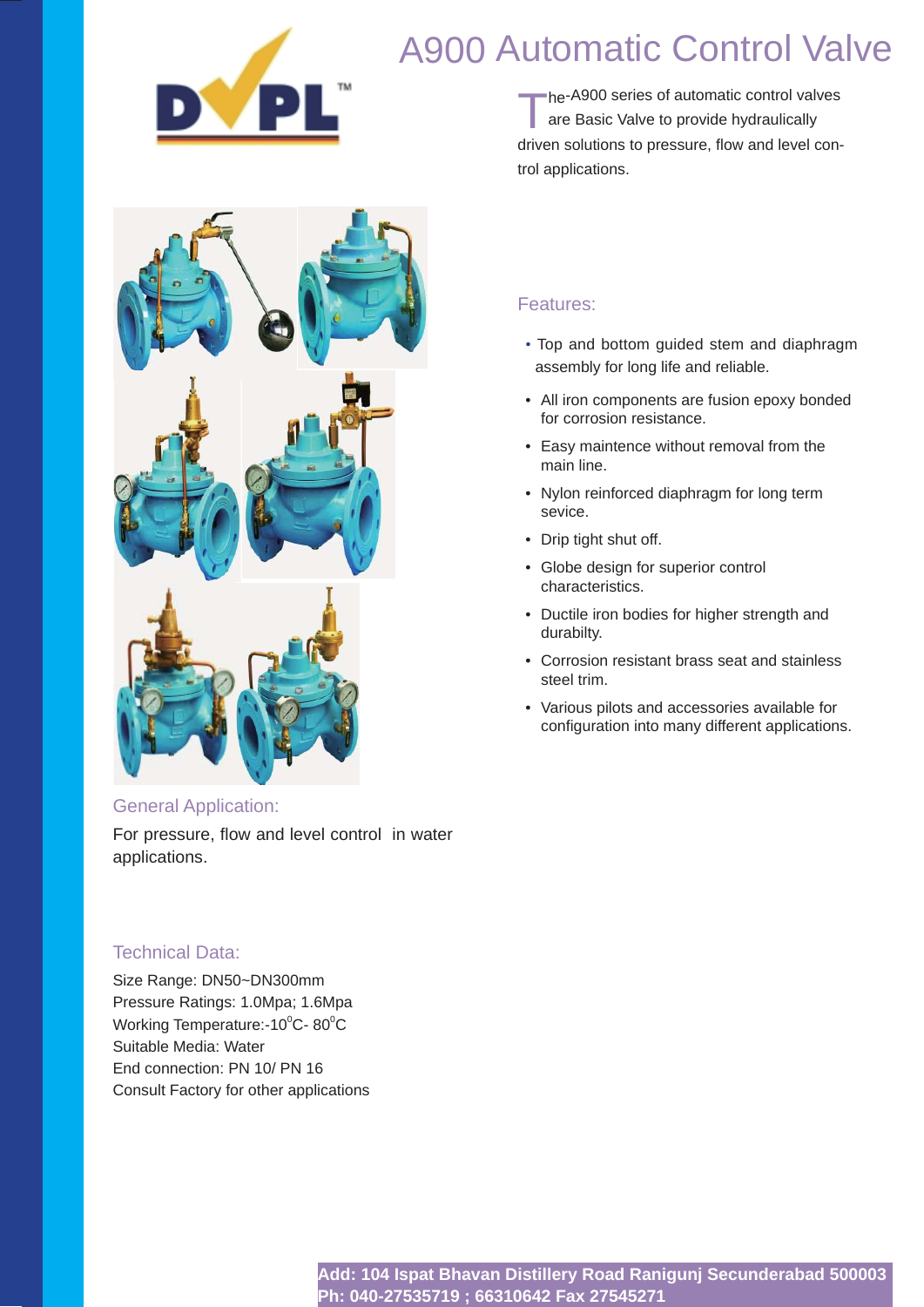# A900 Automatic Control Valve

The-A900 series of automatic control valves are Basic Valve to provide hydraulically driven solutions to pressure, flow and level control applications.

## Features:

- Top and bottom guided stem and diaphragm assembly for long life and reliable.
- All iron components are fusion epoxy bonded for corrosion resistance.
- Easy maintence without removal from the main line.
- Nylon reinforced diaphragm for long term sevice.
- Drip tight shut off.
- Globe design for superior control characteristics.
- Ductile iron bodies for higher strength and durabilty.
- Corrosion resistant brass seat and stainless steel trim.
- Various pilots and accessories available for configuration into many different applications.

## General Application:

For pressure, flow and level control in water applications.

## Technical Data:

Size Range: DN50~DN300mm
Pressure Ratings: 1.0Mpa; 1.6Mpa
Working Temperature:-10$^{0}$C- 80$^{0}$C
Suitable Media: Water
End connection: PN 10/ PN 16
Consult Factory for other applications

**Add: 104 Ispat Bhavan Distillery Road Ranigunj Secunderabad 500003**
**Ph: 040-27535719 ; 66310642 Fax 27545271**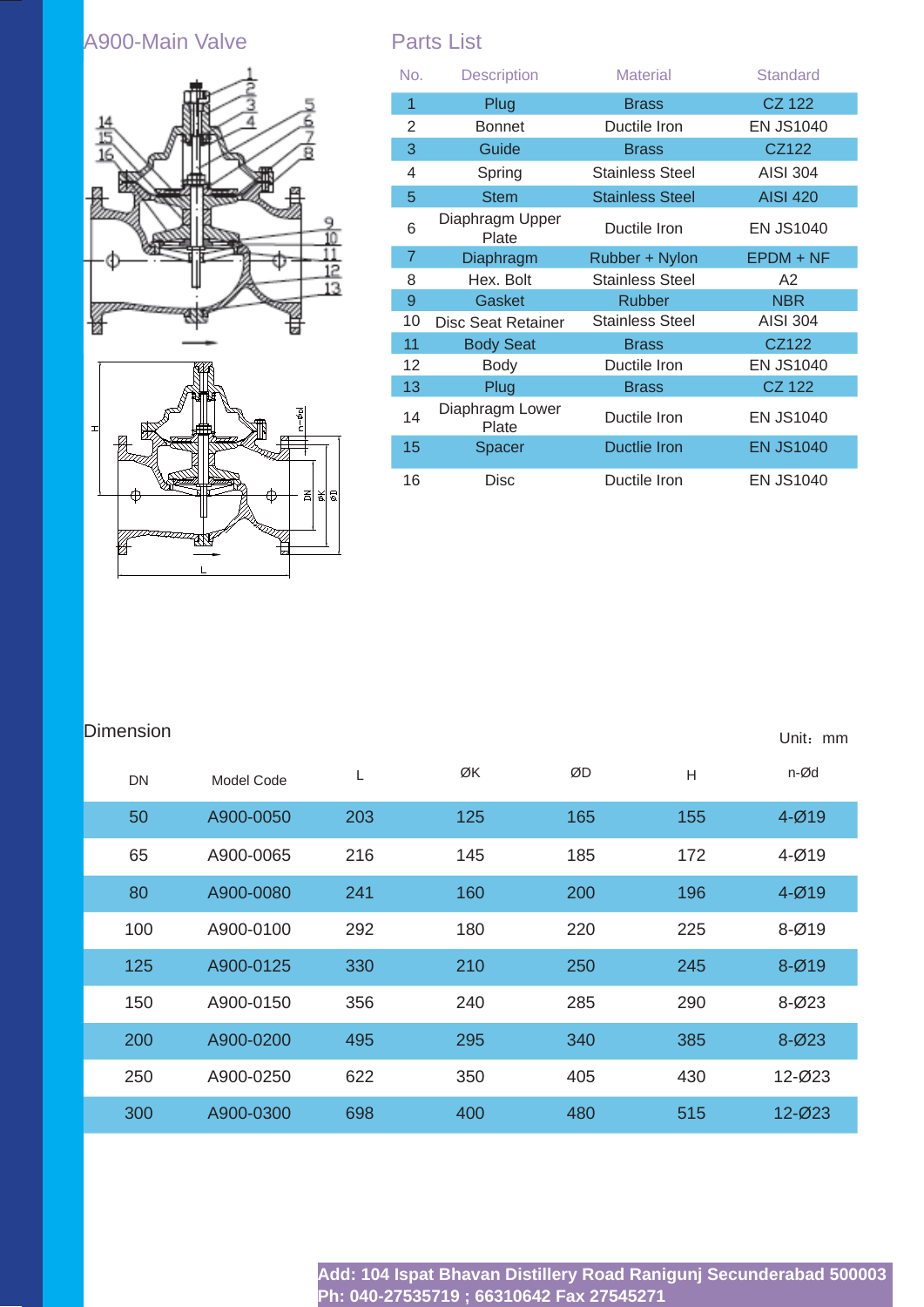## A900-Main Valve

## Parts List

| No. | Description | Material | Standard |
|---|---|---|---|
| 1 | Plug | Brass | CZ 122 |
| 2 | Bonnet | Ductile Iron | EN JS1040 |
| 3 | Guide | Brass | CZ122 |
| 4 | Spring | Stainless Steel | AISI 304 |
| 5 | Stem | Stainless Steel | AISI 420 |
| 6 | Diaphragm Upper Plate | Ductile Iron | EN JS1040 |
| 7 | Diaphragm | Rubber + Nylon | EPDM + NF |
| 8 | Hex. Bolt | Stainless Steel | A2 |
| 9 | Gasket | Rubber | NBR |
| 10 | Disc Seat Retainer | Stainless Steel | AISI 304 |
| 11 | Body Seat | Brass | CZ122 |
| 12 | Body | Ductile Iron | EN JS1040 |
| 13 | Plug | Brass | CZ 122 |
| 14 | Diaphragm Lower Plate | Ductile Iron | EN JS1040 |
| 15 | Spacer | Ductile Iron | EN JS1040 |
| 16 | Disc | Ductile Iron | EN JS1040 |

## Dimension

Unit：mm

| DN | Model Code | L | ØK | ØD | H | n-Ød |
|---|---|---|---|---|---|---|
| 50 | A900-0050 | 203 | 125 | 165 | 155 | 4-Ø19 |
| 65 | A900-0065 | 216 | 145 | 185 | 172 | 4-Ø19 |
| 80 | A900-0080 | 241 | 160 | 200 | 196 | 4-Ø19 |
| 100 | A900-0100 | 292 | 180 | 220 | 225 | 8-Ø19 |
| 125 | A900-0125 | 330 | 210 | 250 | 245 | 8-Ø19 |
| 150 | A900-0150 | 356 | 240 | 285 | 290 | 8-Ø23 |
| 200 | A900-0200 | 495 | 295 | 340 | 385 | 8-Ø23 |
| 250 | A900-0250 | 622 | 350 | 405 | 430 | 12-Ø23 |
| 300 | A900-0300 | 698 | 400 | 480 | 515 | 12-Ø23 |

**Add: 104 Ispat Bhavan Distillery Road Ranigunj Secunderabad 500003**
**Ph: 040-27535719 ; 66310642 Fax 27545271**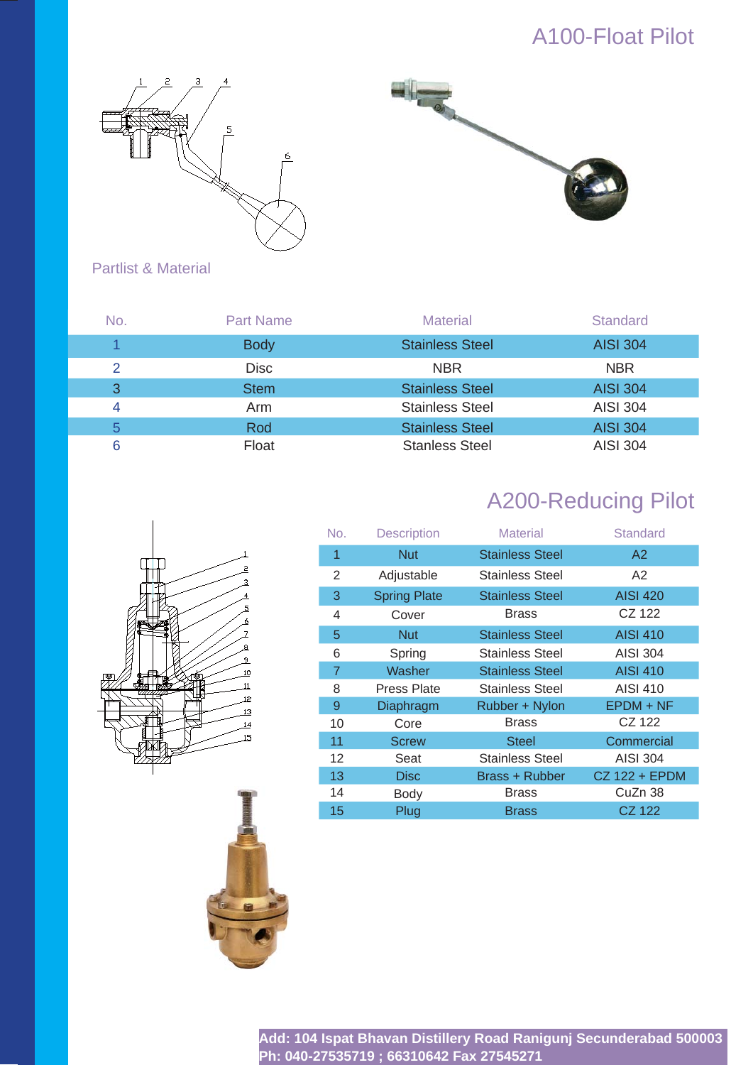## A100-Float Pilot

### Partlist & Material

| No. | Part Name | Material | Standard |
|---|---|---|---|
| 1 | Body | Stainless Steel | AISI 304 |
| 2 | Disc | NBR | NBR |
| 3 | Stem | Stainless Steel | AISI 304 |
| 4 | Arm | Stainless Steel | AISI 304 |
| 5 | Rod | Stainless Steel | AISI 304 |
| 6 | Float | Stanless Steel | AISI 304 |

## A200-Reducing Pilot

| No. | Description | Material | Standard |
|---|---|---|---|
| 1 | Nut | Stainless Steel | A2 |
| 2 | Adjustable | Stainless Steel | A2 |
| 3 | Spring Plate | Stainless Steel | AISI 420 |
| 4 | Cover | Brass | CZ 122 |
| 5 | Nut | Stainless Steel | AISI 410 |
| 6 | Spring | Stainless Steel | AISI 304 |
| 7 | Washer | Stainless Steel | AISI 410 |
| 8 | Press Plate | Stainless Steel | AISI 410 |
| 9 | Diaphragm | Rubber + Nylon | EPDM + NF |
| 10 | Core | Brass | CZ 122 |
| 11 | Screw | Steel | Commercial |
| 12 | Seat | Stainless Steel | AISI 304 |
| 13 | Disc | Brass + Rubber | CZ 122 + EPDM |
| 14 | Body | Brass | CuZn 38 |
| 15 | Plug | Brass | CZ 122 |

**Add: 104 Ispat Bhavan Distillery Road Ranigunj Secunderabad 500003**
**Ph: 040-27535719 ; 66310642 Fax 27545271**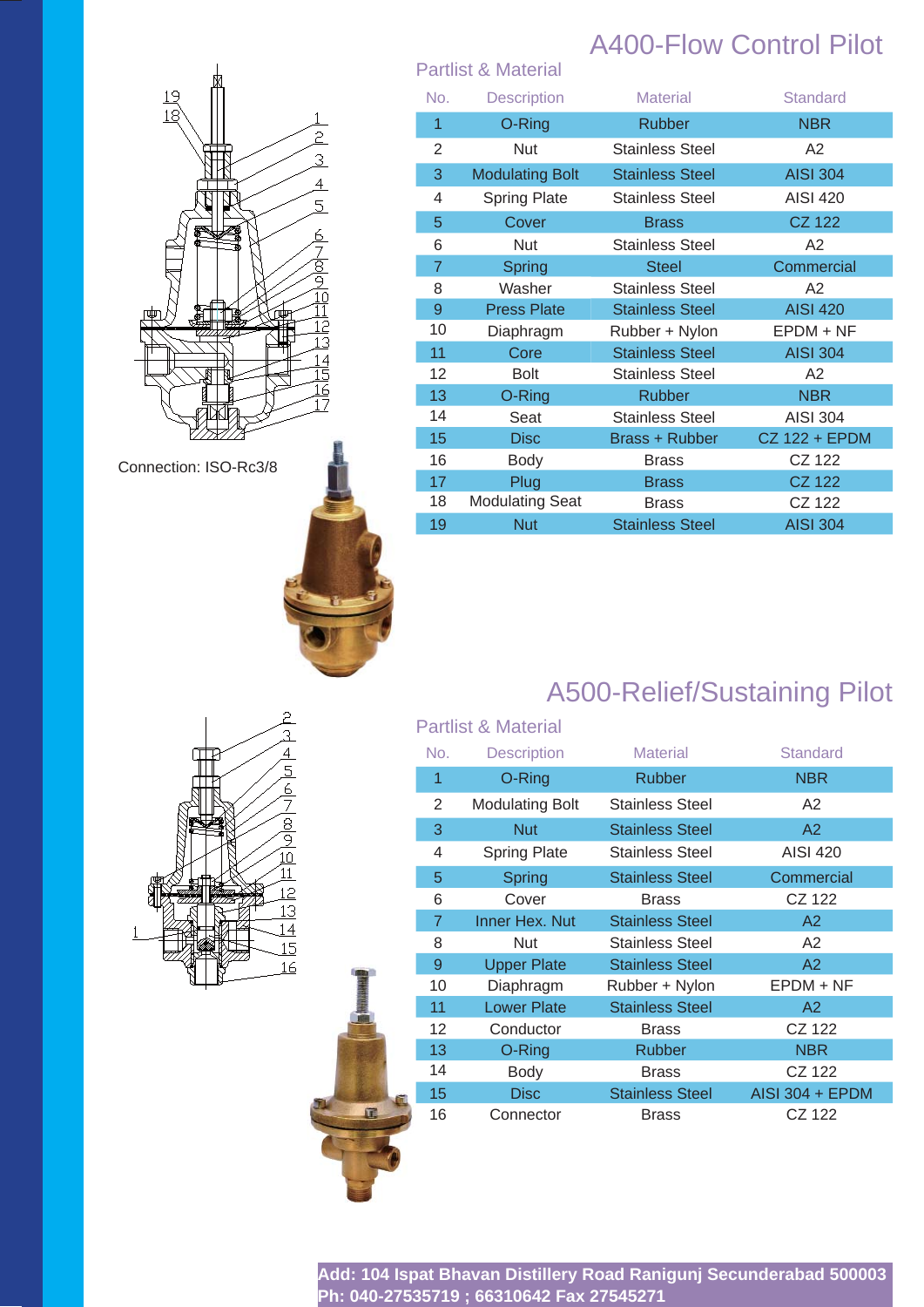# A400-Flow Control Pilot

## Partlist & Material

| No. | Description | Material | Standard |
|---|---|---|---|
| 1 | O-Ring | Rubber | NBR |
| 2 | Nut | Stainless Steel | A2 |
| 3 | Modulating Bolt | Stainless Steel | AISI 304 |
| 4 | Spring Plate | Stainless Steel | AISI 420 |
| 5 | Cover | Brass | CZ 122 |
| 6 | Nut | Stainless Steel | A2 |
| 7 | Spring | Steel | Commercial |
| 8 | Washer | Stainless Steel | A2 |
| 9 | Press Plate | Stainless Steel | AISI 420 |
| 10 | Diaphragm | Rubber + Nylon | EPDM + NF |
| 11 | Core | Stainless Steel | AISI 304 |
| 12 | Bolt | Stainless Steel | A2 |
| 13 | O-Ring | Rubber | NBR |
| 14 | Seat | Stainless Steel | AISI 304 |
| 15 | Disc | Brass + Rubber | CZ 122 + EPDM |
| 16 | Body | Brass | CZ 122 |
| 17 | Plug | Brass | CZ 122 |
| 18 | Modulating Seat | Brass | CZ 122 |
| 19 | Nut | Stainless Steel | AISI 304 |

Connection: ISO-Rc3/8

# A500-Relief/Sustaining Pilot

## Partlist & Material

| No. | Description | Material | Standard |
|---|---|---|---|
| 1 | O-Ring | Rubber | NBR |
| 2 | Modulating Bolt | Stainless Steel | A2 |
| 3 | Nut | Stainless Steel | A2 |
| 4 | Spring Plate | Stainless Steel | AISI 420 |
| 5 | Spring | Stainless Steel | Commercial |
| 6 | Cover | Brass | CZ 122 |
| 7 | Inner Hex. Nut | Stainless Steel | A2 |
| 8 | Nut | Stainless Steel | A2 |
| 9 | Upper Plate | Stainless Steel | A2 |
| 10 | Diaphragm | Rubber + Nylon | EPDM + NF |
| 11 | Lower Plate | Stainless Steel | A2 |
| 12 | Conductor | Brass | CZ 122 |
| 13 | O-Ring | Rubber | NBR |
| 14 | Body | Brass | CZ 122 |
| 15 | Disc | Stainless Steel | AISI 304 + EPDM |
| 16 | Connector | Brass | CZ 122 |

**Add: 104 Ispat Bhavan Distillery Road Ranigunj Secunderabad 500003**
**Ph: 040-27535719 ; 66310642 Fax 27545271**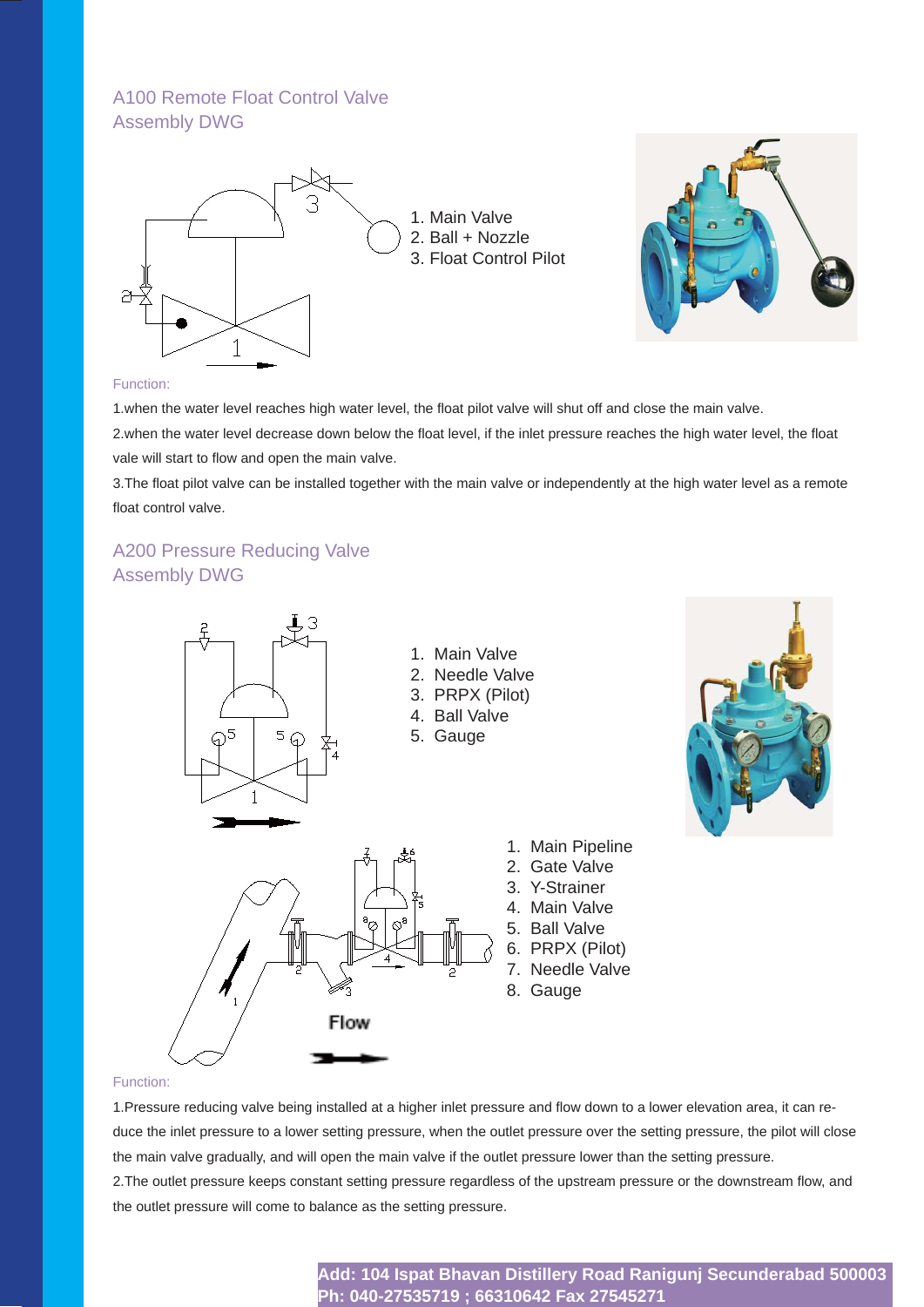## A100 Remote Float Control Valve Assembly DWG

1. Main Valve
2. Ball + Nozzle
3. Float Control Pilot

Function:

1.when the water level reaches high water level, the float pilot valve will shut off and close the main valve.

2.when the water level decrease down below the float level, if the inlet pressure reaches the high water level, the float vale will start to flow and open the main valve.

3.The float pilot valve can be installed together with the main valve or independently at the high water level as a remote float control valve.

## A200 Pressure Reducing Valve Assembly DWG

1. Main Valve
2. Needle Valve
3. PRPX (Pilot)
4. Ball Valve
5. Gauge

1. Main Pipeline
2. Gate Valve
3. Y-Strainer
4. Main Valve
5. Ball Valve
6. PRPX (Pilot)
7. Needle Valve
8. Gauge

Flow

Function:

1.Pressure reducing valve being installed at a higher inlet pressure and flow down to a lower elevation area, it can reduce the inlet pressure to a lower setting pressure, when the outlet pressure over the setting pressure, the pilot will close the main valve gradually, and will open the main valve if the outlet pressure lower than the setting pressure.

2.The outlet pressure keeps constant setting pressure regardless of the upstream pressure or the downstream flow, and the outlet pressure will come to balance as the setting pressure.

**Add: 104 Ispat Bhavan Distillery Road Ranigunj Secunderabad 500003**
**Ph: 040-27535719 ; 66310642 Fax 27545271**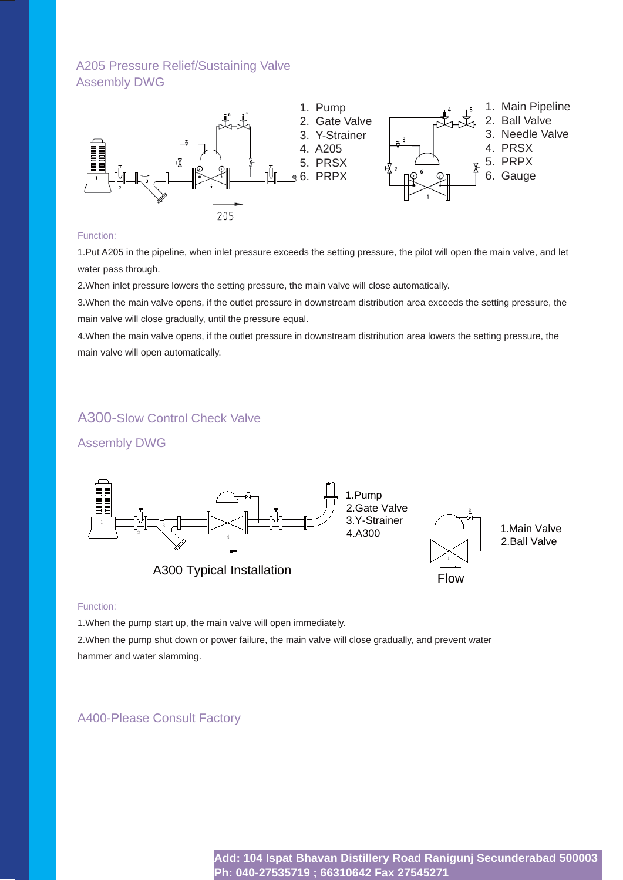## A205 Pressure Relief/Sustaining Valve Assembly DWG

1. Pump
2. Gate Valve
3. Y-Strainer
4. A205
5. PRSX
6. PRPX

205

1. Main Pipeline
2. Ball Valve
3. Needle Valve
4. PRSX
5. PRPX
6. Gauge

Function:

1.Put A205 in the pipeline, when inlet pressure exceeds the setting pressure, the pilot will open the main valve, and let water pass through.

2.When inlet pressure lowers the setting pressure, the main valve will close automatically.

3.When the main valve opens, if the outlet pressure in downstream distribution area exceeds the setting pressure, the main valve will close gradually, until the pressure equal.

4.When the main valve opens, if the outlet pressure in downstream distribution area lowers the setting pressure, the main valve will open automatically.

## A300-Slow Control Check Valve

## Assembly DWG

1.Pump
2.Gate Valve
3.Y-Strainer
4.A300

A300 Typical Installation

1.Main Valve
2.Ball Valve

Flow

Function:

1.When the pump start up, the main valve will open immediately.

2.When the pump shut down or power failure, the main valve will close gradually, and prevent water hammer and water slamming.

## A400-Please Consult Factory

**Add: 104 Ispat Bhavan Distillery Road Ranigunj Secunderabad 500003**
**Ph: 040-27535719 ; 66310642 Fax 27545271**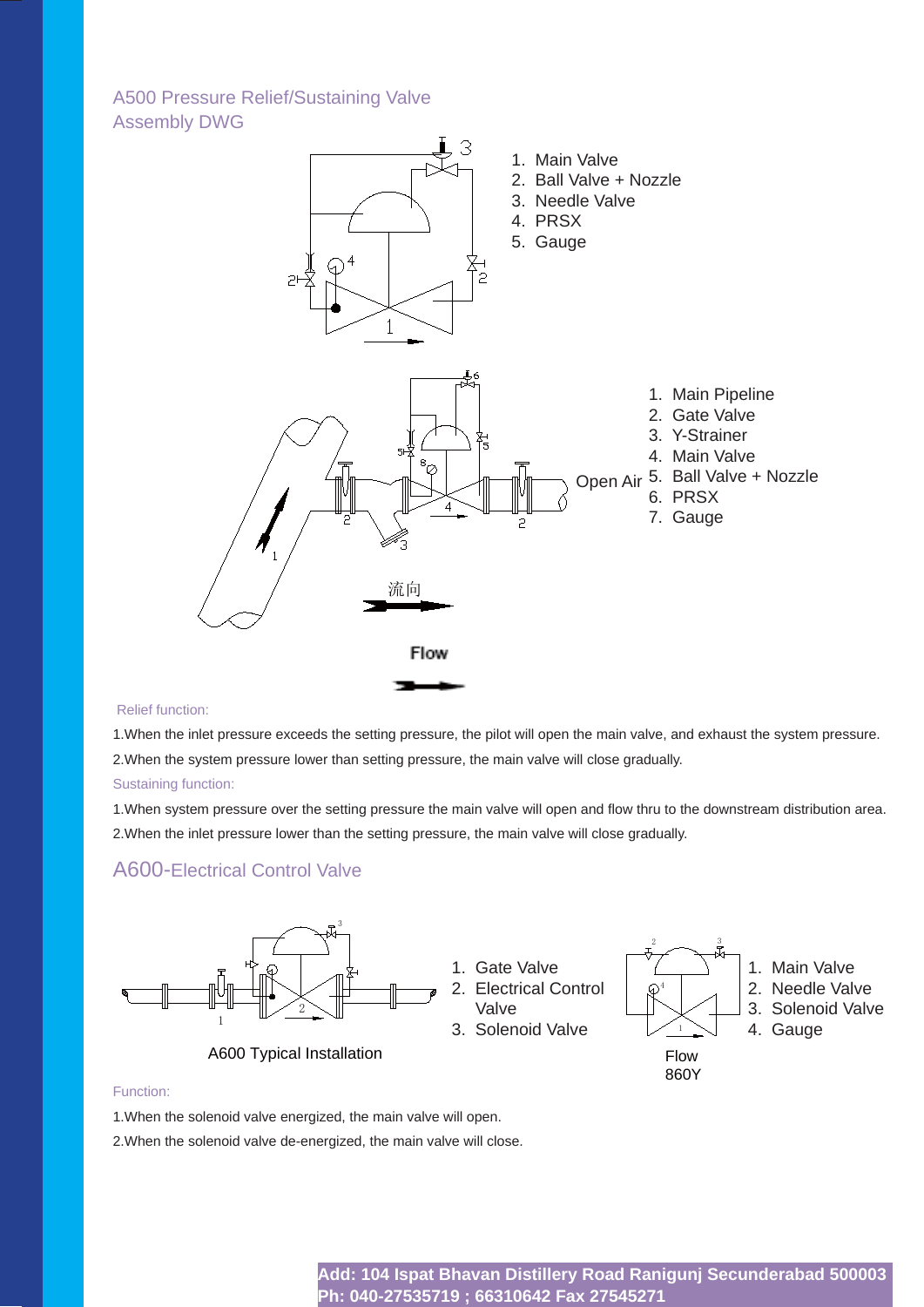## A500 Pressure Relief/Sustaining Valve Assembly DWG

1. Main Valve
2. Ball Valve + Nozzle
3. Needle Valve
4. PRSX
5. Gauge

Open Air

1. Main Pipeline
2. Gate Valve
3. Y-Strainer
4. Main Valve
5. Ball Valve + Nozzle
6. PRSX
7. Gauge

流向

Flow

Relief function:

1.When the inlet pressure exceeds the setting pressure, the pilot will open the main valve, and exhaust the system pressure.

2.When the system pressure lower than setting pressure, the main valve will close gradually.

Sustaining function:

1.When system pressure over the setting pressure the main valve will open and flow thru to the downstream distribution area.

2.When the inlet pressure lower than the setting pressure, the main valve will close gradually.

## A600-Electrical Control Valve

1. Gate Valve
2. Electrical Control Valve
3. Solenoid Valve

A600 Typical Installation

1. Main Valve
2. Needle Valve
3. Solenoid Valve
4. Gauge

Flow

860Y

Function:

1.When the solenoid valve energized, the main valve will open.

2.When the solenoid valve de-energized, the main valve will close.

**Add: 104 Ispat Bhavan Distillery Road Ranigunj Secunderabad 500003**
**Ph: 040-27535719 ; 66310642 Fax 27545271**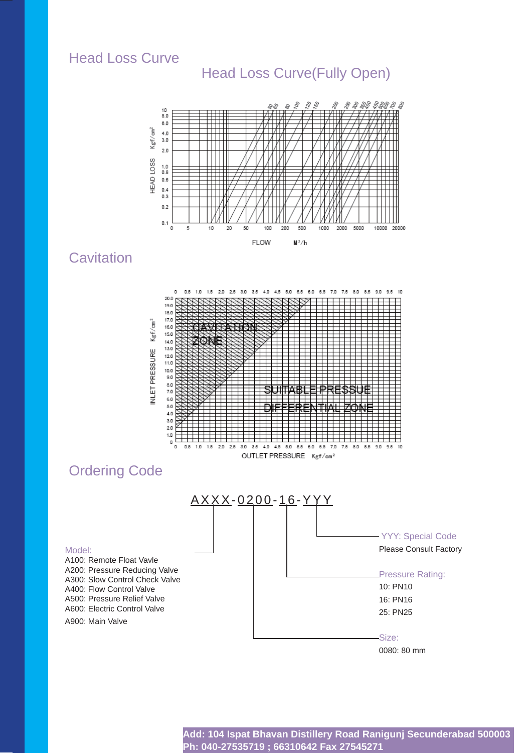## Head Loss Curve

### Head Loss Curve(Fully Open)

HEAD LOSS Kgf/cm²

10
8.0
6.0
4.0
3.0
2.0
1.0
0.8
0.6
0.4
0.3
0.2
0.1

50 65 80 100 125 150 200 250 300 350 400 450 500 600 700 800

0 5 10 20 50 100 200 500 1000 2000 5000 10000 20000

FLOW M³/h

## Cavitation

INLET PRESSURE Kgf/cm²

20.0
19.0
18.0
17.0
16.0
15.0
14.0
13.0
12.0
11.0
10.0
9.0
8.0
7.0
6.0
5.0
4.0
3.0
2.0
1.0
0

0 0.5 1.0 1.5 2.0 2.5 3.0 3.5 4.0 4.5 5.0 5.5 6.0 6.5 7.0 7.5 8.0 8.5 9.0 9.5 10

CAVITATION ZONE

SUITABLE PRESSUE DIFFERENTIAL ZONE

OUTLET PRESSURE Kgf/cm²

## Ordering Code

AXXX-0200-16-YYY

YYY: Special Code
Please Consult Factory

Model:
A100: Remote Float Vavle
A200: Pressure Reducing Valve
A300: Slow Control Check Valve
A400: Flow Control Valve
A500: Pressure Relief Valve
A600: Electric Control Valve
A900: Main Valve

Pressure Rating:
10: PN10
16: PN16
25: PN25

Size:
0080: 80 mm

**Add: 104 Ispat Bhavan Distillery Road Ranigunj Secunderabad 500003**
**Ph: 040-27535719 ; 66310642 Fax 27545271**